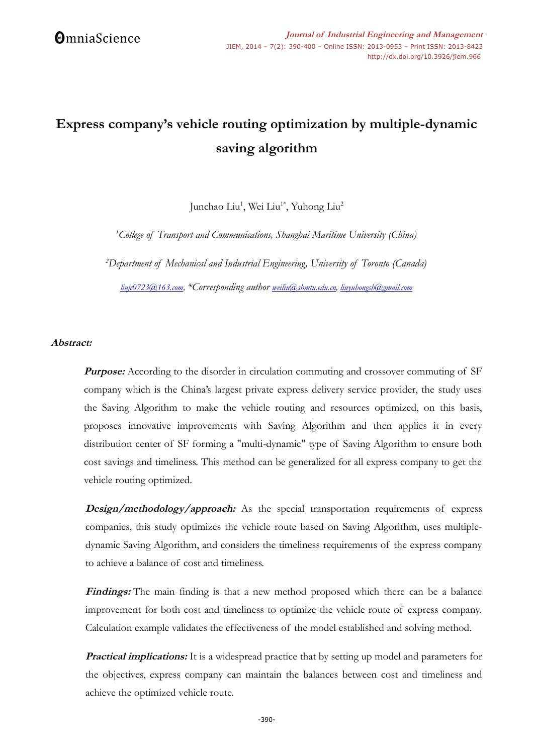# Express company's vehicle routing optimization by multiple-dynamic saving algorithm

Junchao Liu[1], Wei Liu[1*], Yuhong Liu[2]

[1]*College of Transport and Communications, Shanghai Maritime University (China)*

[2]*Department of Mechanical and Industrial Engineering, University of Toronto (Canada)*

*liujc0723@163.com, \*Corresponding author weiliu@shmtu.edu.cn, liuyuhongsh@gmail.com*

***Abstract:***

***Purpose:*** According to the disorder in circulation commuting and crossover commuting of SF company which is the China's largest private express delivery service provider, the study uses the Saving Algorithm to make the vehicle routing and resources optimized, on this basis, proposes innovative improvements with Saving Algorithm and then applies it in every distribution center of SF forming a "multi-dynamic" type of Saving Algorithm to ensure both cost savings and timeliness. This method can be generalized for all express company to get the vehicle routing optimized.

***Design/methodology/approach:*** As the special transportation requirements of express companies, this study optimizes the vehicle route based on Saving Algorithm, uses multiple-dynamic Saving Algorithm, and considers the timeliness requirements of the express company to achieve a balance of cost and timeliness.

***Findings:*** The main finding is that a new method proposed which there can be a balance improvement for both cost and timeliness to optimize the vehicle route of express company. Calculation example validates the effectiveness of the model established and solving method.

***Practical implications:*** It is a widespread practice that by setting up model and parameters for the objectives, express company can maintain the balances between cost and timeliness and achieve the optimized vehicle route.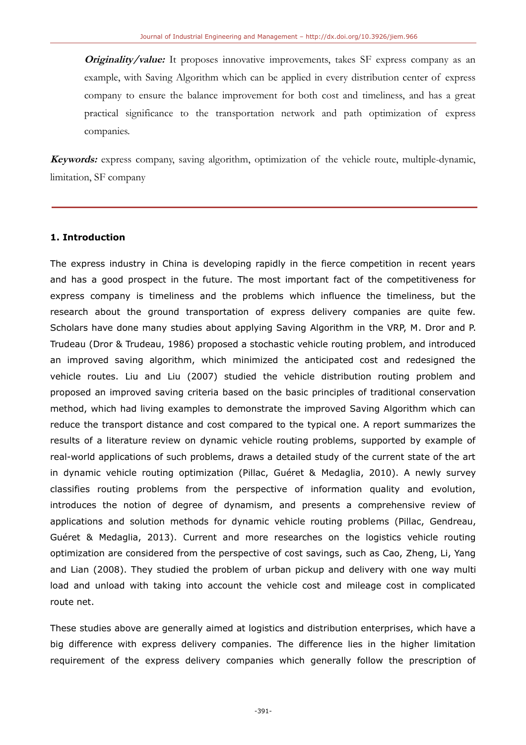**Originality/value:** It proposes innovative improvements, takes SF express company as an example, with Saving Algorithm which can be applied in every distribution center of express company to ensure the balance improvement for both cost and timeliness, and has a great practical significance to the transportation network and path optimization of express companies.

**Keywords:** express company, saving algorithm, optimization of the vehicle route, multiple-dynamic, limitation, SF company

---

## 1. Introduction

The express industry in China is developing rapidly in the fierce competition in recent years and has a good prospect in the future. The most important fact of the competitiveness for express company is timeliness and the problems which influence the timeliness, but the research about the ground transportation of express delivery companies are quite few. Scholars have done many studies about applying Saving Algorithm in the VRP, M. Dror and P. Trudeau (Dror & Trudeau, 1986) proposed a stochastic vehicle routing problem, and introduced an improved saving algorithm, which minimized the anticipated cost and redesigned the vehicle routes. Liu and Liu (2007) studied the vehicle distribution routing problem and proposed an improved saving criteria based on the basic principles of traditional conservation method, which had living examples to demonstrate the improved Saving Algorithm which can reduce the transport distance and cost compared to the typical one. A report summarizes the results of a literature review on dynamic vehicle routing problems, supported by example of real-world applications of such problems, draws a detailed study of the current state of the art in dynamic vehicle routing optimization (Pillac, Guéret & Medaglia, 2010). A newly survey classifies routing problems from the perspective of information quality and evolution, introduces the notion of degree of dynamism, and presents a comprehensive review of applications and solution methods for dynamic vehicle routing problems (Pillac, Gendreau, Guéret & Medaglia, 2013). Current and more researches on the logistics vehicle routing optimization are considered from the perspective of cost savings, such as Cao, Zheng, Li, Yang and Lian (2008). They studied the problem of urban pickup and delivery with one way multi load and unload with taking into account the vehicle cost and mileage cost in complicated route net.

These studies above are generally aimed at logistics and distribution enterprises, which have a big difference with express delivery companies. The difference lies in the higher limitation requirement of the express delivery companies which generally follow the prescription of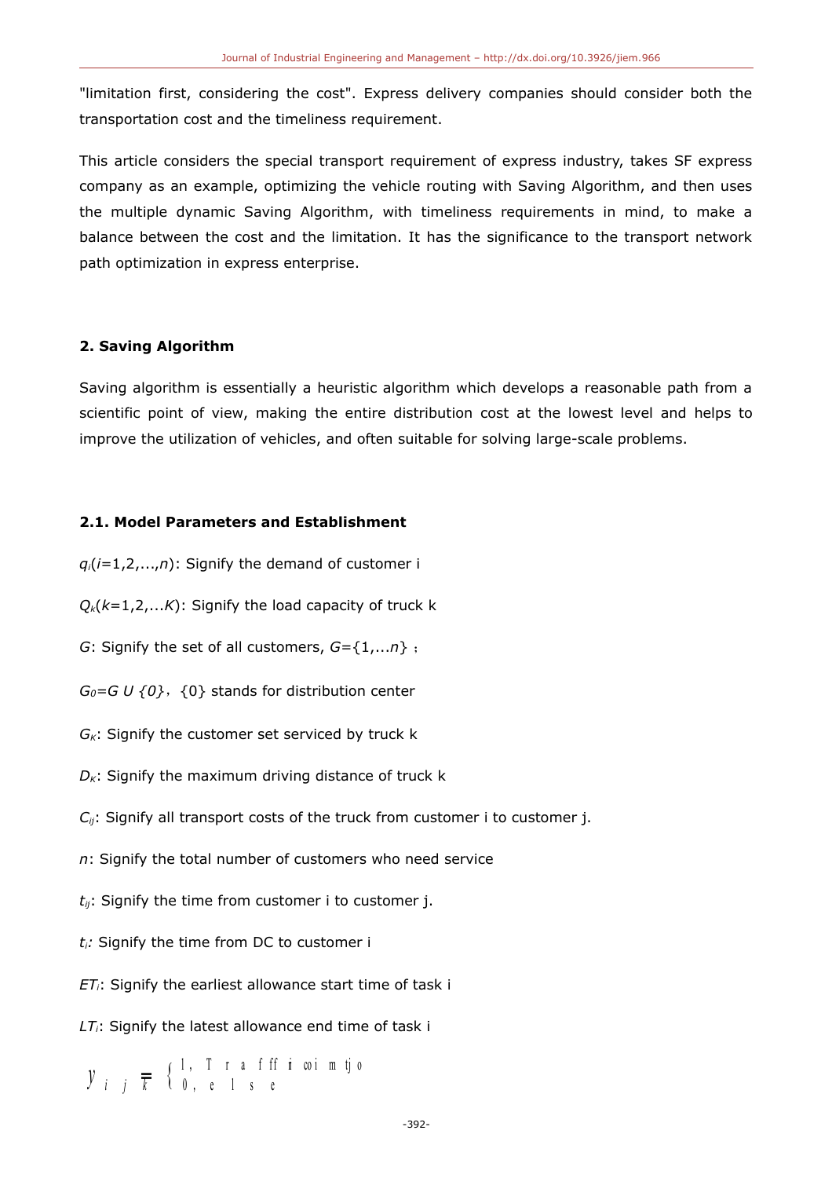"limitation first, considering the cost". Express delivery companies should consider both the transportation cost and the timeliness requirement.

This article considers the special transport requirement of express industry, takes SF express company as an example, optimizing the vehicle routing with Saving Algorithm, and then uses the multiple dynamic Saving Algorithm, with timeliness requirements in mind, to make a balance between the cost and the limitation. It has the significance to the transport network path optimization in express enterprise.

## 2. Saving Algorithm

Saving algorithm is essentially a heuristic algorithm which develops a reasonable path from a scientific point of view, making the entire distribution cost at the lowest level and helps to improve the utilization of vehicles, and often suitable for solving large-scale problems.

### 2.1. Model Parameters and Establishment

$q_i(i=1,2,...,n)$: Signify the demand of customer i

$Q_k(k=1,2,...K)$: Signify the load capacity of truck k

$G$: Signify the set of all customers, $G=\{1,...n\}$ ;

$G_0=G \cup \{0\}$, $\{0\}$ stands for distribution center

$G_K$: Signify the customer set serviced by truck k

$D_K$: Signify the maximum driving distance of truck k

$C_{ij}$: Signify all transport costs of the truck from customer i to customer j.

$n$: Signify the total number of customers who need service

$t_{ij}$: Signify the time from customer i to customer j.

$t_i$: Signify the time from DC to customer i

$ET_i$: Signify the earliest allowance start time of task i

$LT_i$: Signify the latest allowance end time of task i

$$y_{ijk} = \begin{cases} 1, \text{ Traffic from i to j} \\ 0, \text{ else} \end{cases}$$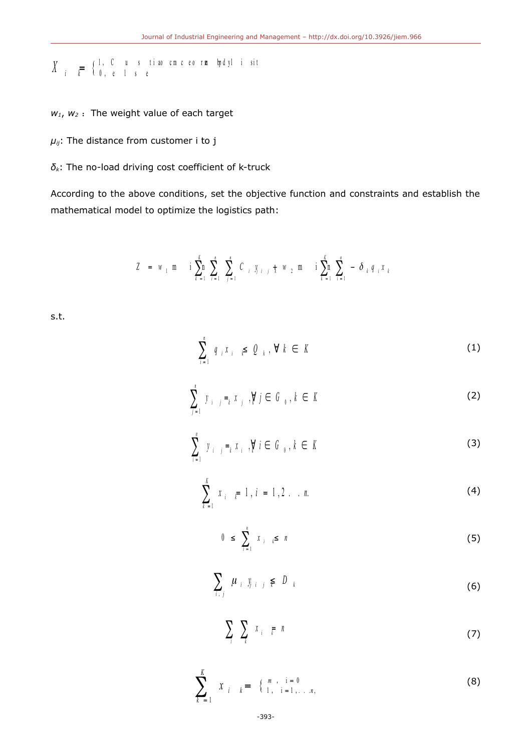$$X_{ik} = \begin{cases} 1, & \text{Customer i is visited by truck k} \\ 0, & \text{else} \end{cases}$$

$w_1$, $w_2$ : The weight value of each target

$\mu_{ij}$: The distance from customer i to j

$\delta_k$: The no-load driving cost coefficient of k-truck

According to the above conditions, set the objective function and constraints and establish the mathematical model to optimize the logistics path:

$$Z = w_1 \min \sum_{k=1}^{K} \sum_{i=1}^{n} \sum_{j=1}^{n} C_{ij} y_{ijk} + w_2 \min \sum_{k=1}^{K} \sum_{i=1}^{n} -\delta_k q_i x_{ik}$$

s.t.

$$\sum_{i=1}^{n} q_i x_{ik} \leq Q_k, \forall k \in K \tag{1}$$

$$\sum_{j=1}^{n} y_{ijk} = x_{jk}, \forall j \in G_0, k \in K \tag{2}$$

$$\sum_{i=1}^{n} y_{ijk} = x_{ik}, \forall i \in G_0, k \in K \tag{3}$$

$$\sum_{k=1}^{K} x_{ik} = 1, i = 1, 2 \ldots n. \tag{4}$$

$$0 \leq \sum_{i=1}^{n} x_{ik} \leq n \tag{5}$$

$$\sum_{i,j} \mu_{ij} y_{ijk} \leq D_k \tag{6}$$

$$\sum_{i} \sum_{k} x_{ik} = n \tag{7}$$

$$\sum_{k=1}^{K} x_{ik} = \begin{cases} m, & i = 0 \\ 1, & i = 1, \ldots n, \end{cases} \tag{8}$$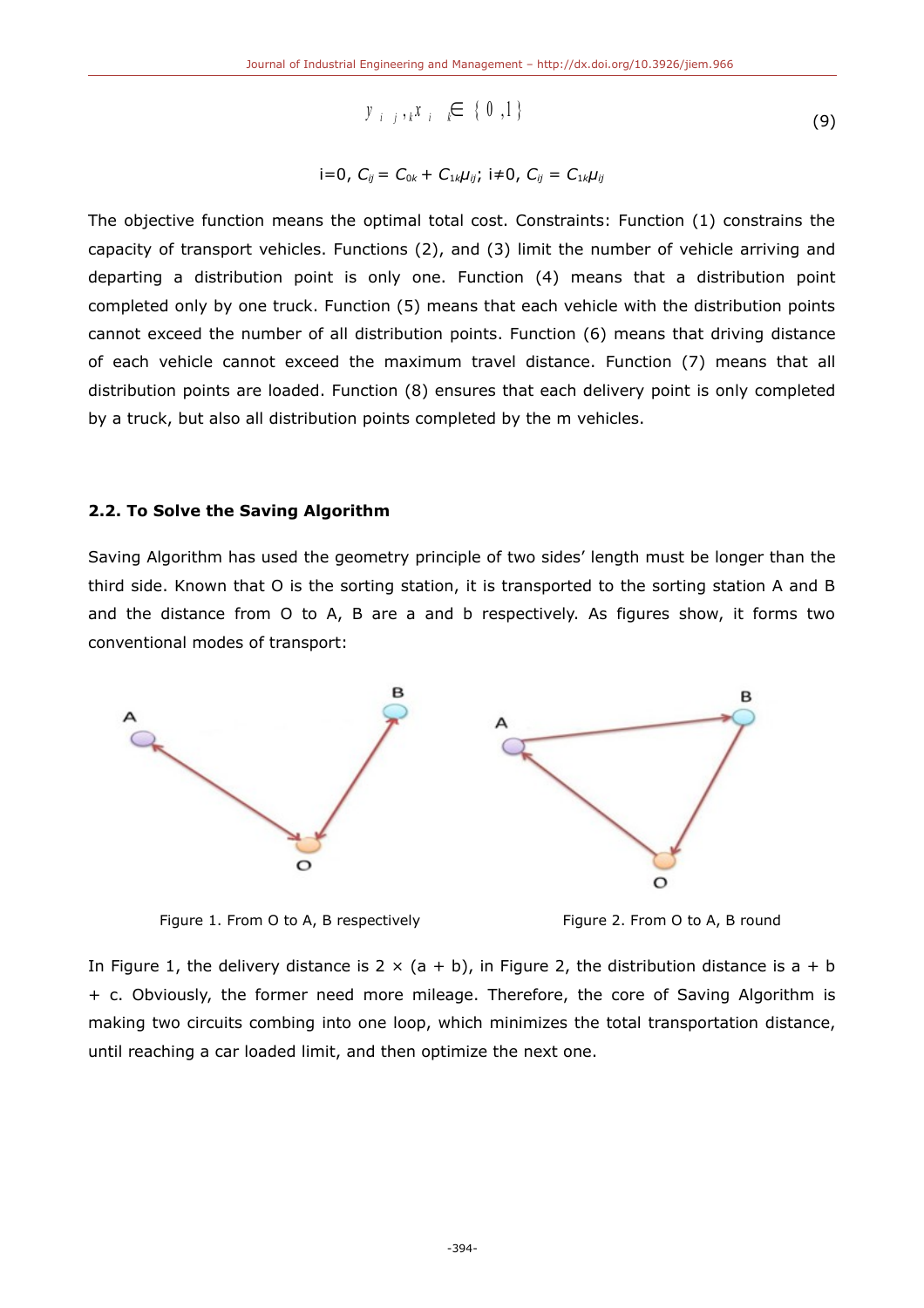$$y_{ij},_k x_{ik} \in \{0,1\} \tag{9}$$

i=0, $C_{ij} = C_{0k} + C_{1k}\mu_{ij}$; i≠0, $C_{ij} = C_{1k}\mu_{ij}$

The objective function means the optimal total cost. Constraints: Function (1) constrains the capacity of transport vehicles. Functions (2), and (3) limit the number of vehicle arriving and departing a distribution point is only one. Function (4) means that a distribution point completed only by one truck. Function (5) means that each vehicle with the distribution points cannot exceed the number of all distribution points. Function (6) means that driving distance of each vehicle cannot exceed the maximum travel distance. Function (7) means that all distribution points are loaded. Function (8) ensures that each delivery point is only completed by a truck, but also all distribution points completed by the m vehicles.

### 2.2. To Solve the Saving Algorithm

Saving Algorithm has used the geometry principle of two sides' length must be longer than the third side. Known that O is the sorting station, it is transported to the sorting station A and B and the distance from O to A, B are a and b respectively. As figures show, it forms two conventional modes of transport:

Figure 1. From O to A, B respectively

Figure 2. From O to A, B round

In Figure 1, the delivery distance is 2 × (a + b), in Figure 2, the distribution distance is a + b + c. Obviously, the former need more mileage. Therefore, the core of Saving Algorithm is making two circuits combing into one loop, which minimizes the total transportation distance, until reaching a car loaded limit, and then optimize the next one.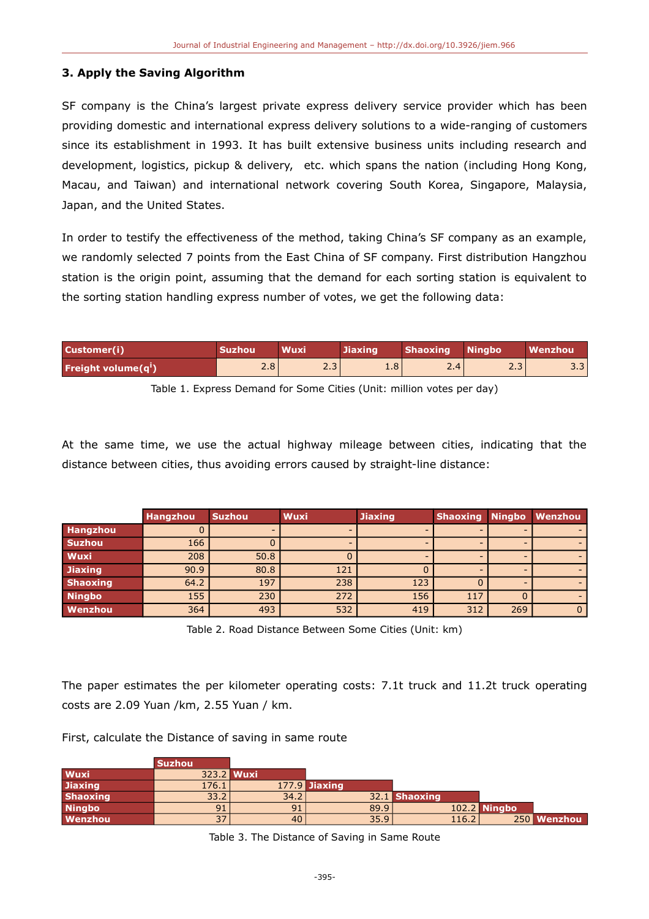### 3. Apply the Saving Algorithm

SF company is the China's largest private express delivery service provider which has been providing domestic and international express delivery solutions to a wide-ranging of customers since its establishment in 1993. It has built extensive business units including research and development, logistics, pickup & delivery, etc. which spans the nation (including Hong Kong, Macau, and Taiwan) and international network covering South Korea, Singapore, Malaysia, Japan, and the United States.

In order to testify the effectiveness of the method, taking China's SF company as an example, we randomly selected 7 points from the East China of SF company. First distribution Hangzhou station is the origin point, assuming that the demand for each sorting station is equivalent to the sorting station handling express number of votes, we get the following data:

| Customer(i) | Suzhou | Wuxi | Jiaxing | Shaoxing | Ningbo | Wenzhou |
|---|---|---|---|---|---|---|
| Freight volume($q^i$) | 2.8 | 2.3 | 1.8 | 2.4 | 2.3 | 3.3 |

Table 1. Express Demand for Some Cities (Unit: million votes per day)

At the same time, we use the actual highway mileage between cities, indicating that the distance between cities, thus avoiding errors caused by straight-line distance:

| | Hangzhou | Suzhou | Wuxi | Jiaxing | Shaoxing | Ningbo | Wenzhou |
|---|---|---|---|---|---|---|---|
| Hangzhou | 0 | - | - | - | - | - | - |
| Suzhou | 166 | 0 | - | - | - | - | - |
| Wuxi | 208 | 50.8 | 0 | - | - | - | - |
| Jiaxing | 90.9 | 80.8 | 121 | 0 | - | - | - |
| Shaoxing | 64.2 | 197 | 238 | 123 | 0 | - | - |
| Ningbo | 155 | 230 | 272 | 156 | 117 | 0 | - |
| Wenzhou | 364 | 493 | 532 | 419 | 312 | 269 | 0 |

Table 2. Road Distance Between Some Cities (Unit: km)

The paper estimates the per kilometer operating costs: 7.1t truck and 11.2t truck operating costs are 2.09 Yuan /km, 2.55 Yuan / km.

First, calculate the Distance of saving in same route

| | Suzhou | Wuxi | Jiaxing | Shaoxing | Ningbo | Wenzhou |
|---|---|---|---|---|---|---|
| Wuxi | 323.2 | | | | | |
| Jiaxing | 176.1 | 177.9 | | | | |
| Shaoxing | 33.2 | 34.2 | 32.1 | | | |
| Ningbo | 91 | 91 | 89.9 | 102.2 | | |
| Wenzhou | 37 | 40 | 35.9 | 116.2 | 250 | |

Table 3. The Distance of Saving in Same Route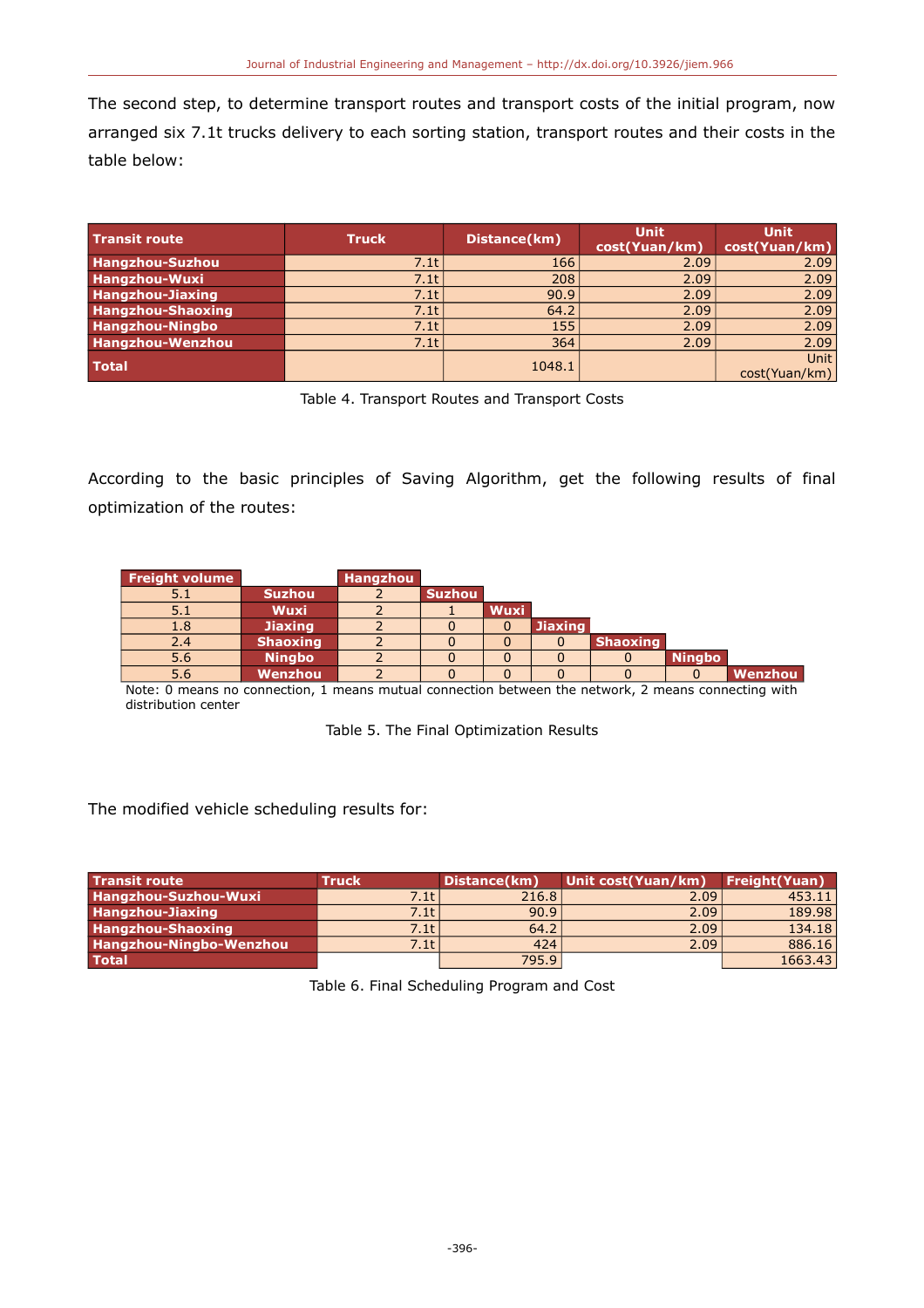The second step, to determine transport routes and transport costs of the initial program, now arranged six 7.1t trucks delivery to each sorting station, transport routes and their costs in the table below:

| Transit route | Truck | Distance(km) | Unit cost(Yuan/km) | Unit cost(Yuan/km) |
|---|---|---|---|---|
| Hangzhou-Suzhou | 7.1t | 166 | 2.09 | 2.09 |
| Hangzhou-Wuxi | 7.1t | 208 | 2.09 | 2.09 |
| Hangzhou-Jiaxing | 7.1t | 90.9 | 2.09 | 2.09 |
| Hangzhou-Shaoxing | 7.1t | 64.2 | 2.09 | 2.09 |
| Hangzhou-Ningbo | 7.1t | 155 | 2.09 | 2.09 |
| Hangzhou-Wenzhou | 7.1t | 364 | 2.09 | 2.09 |
| Total | | 1048.1 | | Unit cost(Yuan/km) |

Table 4. Transport Routes and Transport Costs

According to the basic principles of Saving Algorithm, get the following results of final optimization of the routes:

| Freight volume | | Hangzhou | | | | | | |
|---|---|---|---|---|---|---|---|---|
| 5.1 | Suzhou | 2 | Suzhou | | | | | |
| 5.1 | Wuxi | 2 | 1 | Wuxi | | | | |
| 1.8 | Jiaxing | 2 | 0 | 0 | Jiaxing | | | |
| 2.4 | Shaoxing | 2 | 0 | 0 | 0 | Shaoxing | | |
| 5.6 | Ningbo | 2 | 0 | 0 | 0 | 0 | Ningbo | |
| 5.6 | Wenzhou | 2 | 0 | 0 | 0 | 0 | 0 | Wenzhou |

Note: 0 means no connection, 1 means mutual connection between the network, 2 means connecting with distribution center

Table 5. The Final Optimization Results

The modified vehicle scheduling results for:

| Transit route | Truck | Distance(km) | Unit cost(Yuan/km) | Freight(Yuan) |
|---|---|---|---|---|
| Hangzhou-Suzhou-Wuxi | 7.1t | 216.8 | 2.09 | 453.11 |
| Hangzhou-Jiaxing | 7.1t | 90.9 | 2.09 | 189.98 |
| Hangzhou-Shaoxing | 7.1t | 64.2 | 2.09 | 134.18 |
| Hangzhou-Ningbo-Wenzhou | 7.1t | 424 | 2.09 | 886.16 |
| Total | | 795.9 | | 1663.43 |

Table 6. Final Scheduling Program and Cost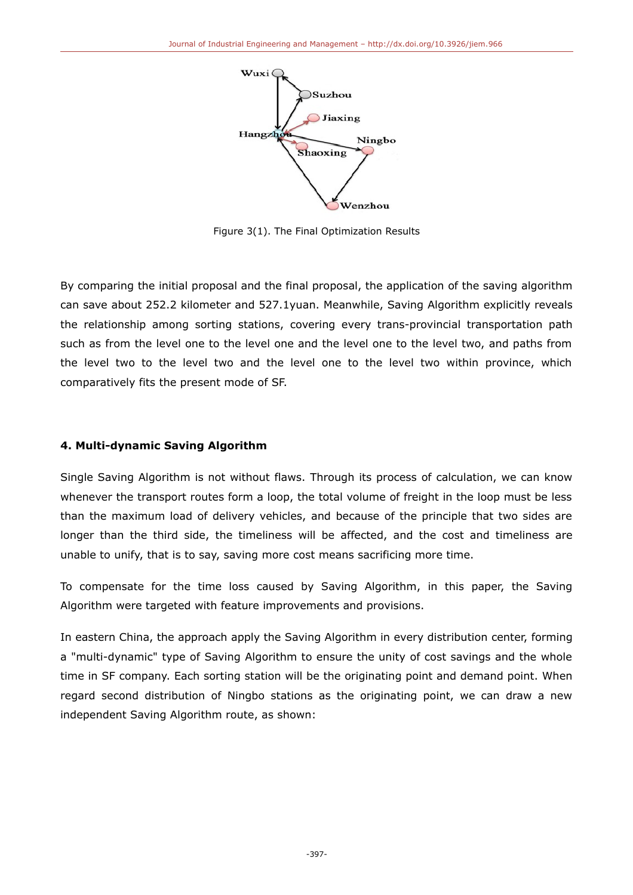Figure 3(1). The Final Optimization Results

By comparing the initial proposal and the final proposal, the application of the saving algorithm can save about 252.2 kilometer and 527.1yuan. Meanwhile, Saving Algorithm explicitly reveals the relationship among sorting stations, covering every trans-provincial transportation path such as from the level one to the level one and the level one to the level two, and paths from the level two to the level two and the level one to the level two within province, which comparatively fits the present mode of SF.

## 4. Multi-dynamic Saving Algorithm

Single Saving Algorithm is not without flaws. Through its process of calculation, we can know whenever the transport routes form a loop, the total volume of freight in the loop must be less than the maximum load of delivery vehicles, and because of the principle that two sides are longer than the third side, the timeliness will be affected, and the cost and timeliness are unable to unify, that is to say, saving more cost means sacrificing more time.

To compensate for the time loss caused by Saving Algorithm, in this paper, the Saving Algorithm were targeted with feature improvements and provisions.

In eastern China, the approach apply the Saving Algorithm in every distribution center, forming a "multi-dynamic" type of Saving Algorithm to ensure the unity of cost savings and the whole time in SF company. Each sorting station will be the originating point and demand point. When regard second distribution of Ningbo stations as the originating point, we can draw a new independent Saving Algorithm route, as shown: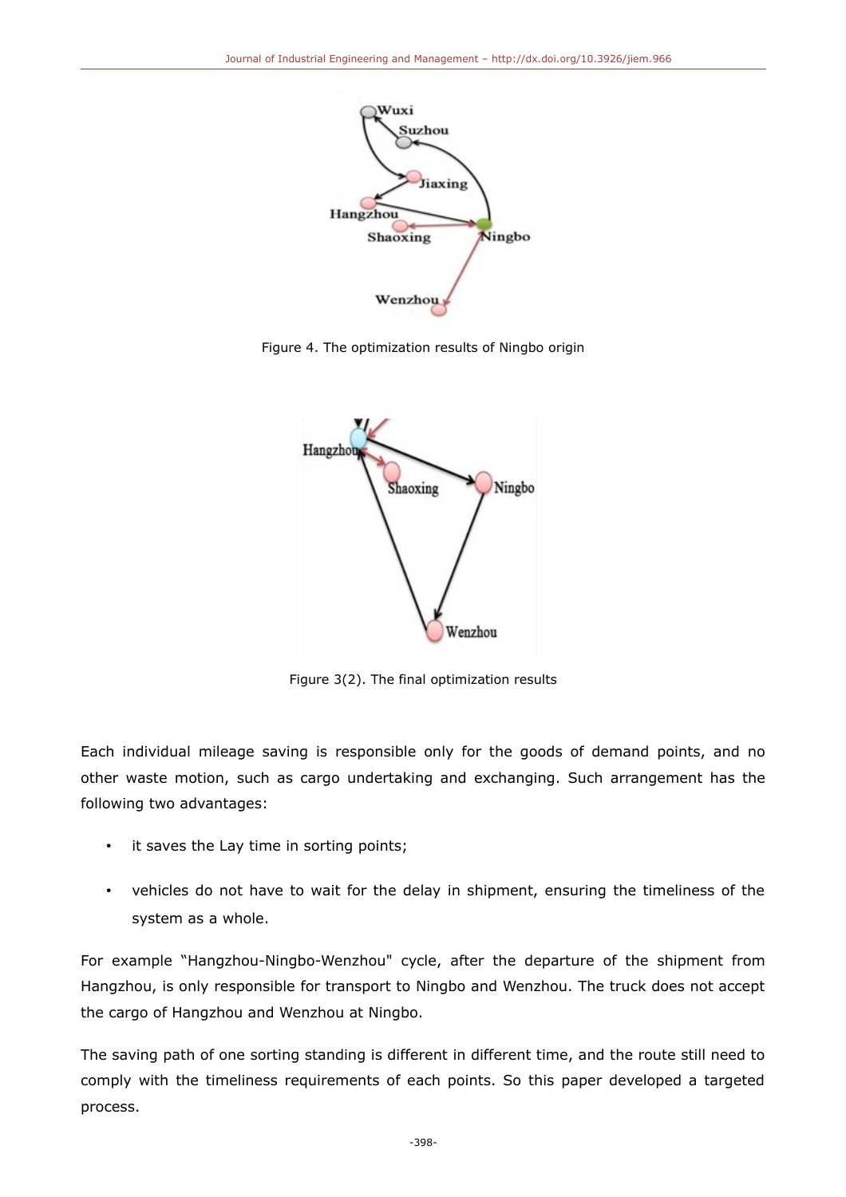Figure 4. The optimization results of Ningbo origin

Figure 3(2). The final optimization results

Each individual mileage saving is responsible only for the goods of demand points, and no other waste motion, such as cargo undertaking and exchanging. Such arrangement has the following two advantages:

- it saves the Lay time in sorting points;
- vehicles do not have to wait for the delay in shipment, ensuring the timeliness of the system as a whole.

For example "Hangzhou-Ningbo-Wenzhou" cycle, after the departure of the shipment from Hangzhou, is only responsible for transport to Ningbo and Wenzhou. The truck does not accept the cargo of Hangzhou and Wenzhou at Ningbo.

The saving path of one sorting standing is different in different time, and the route still need to comply with the timeliness requirements of each points. So this paper developed a targeted process.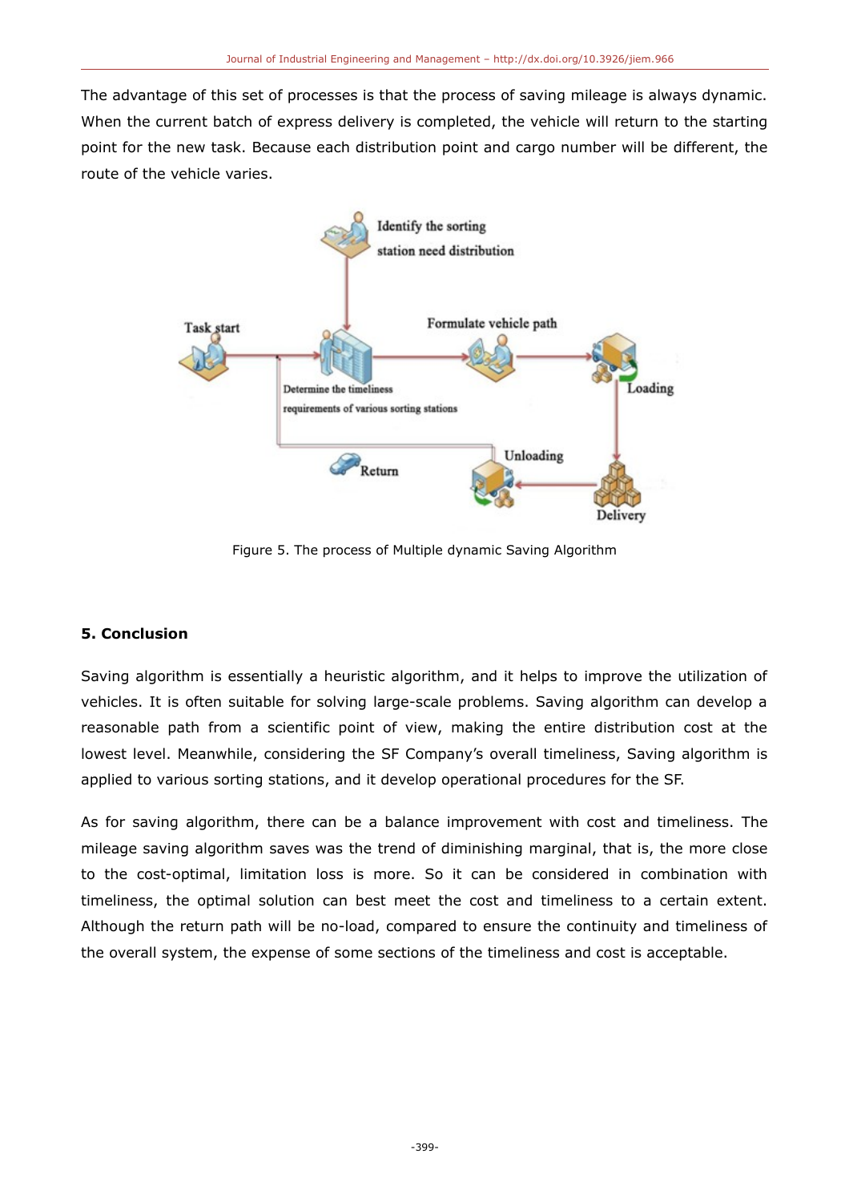The advantage of this set of processes is that the process of saving mileage is always dynamic. When the current batch of express delivery is completed, the vehicle will return to the starting point for the new task. Because each distribution point and cargo number will be different, the route of the vehicle varies.

Figure 5. The process of Multiple dynamic Saving Algorithm

## 5. Conclusion

Saving algorithm is essentially a heuristic algorithm, and it helps to improve the utilization of vehicles. It is often suitable for solving large-scale problems. Saving algorithm can develop a reasonable path from a scientific point of view, making the entire distribution cost at the lowest level. Meanwhile, considering the SF Company's overall timeliness, Saving algorithm is applied to various sorting stations, and it develop operational procedures for the SF.

As for saving algorithm, there can be a balance improvement with cost and timeliness. The mileage saving algorithm saves was the trend of diminishing marginal, that is, the more close to the cost-optimal, limitation loss is more. So it can be considered in combination with timeliness, the optimal solution can best meet the cost and timeliness to a certain extent. Although the return path will be no-load, compared to ensure the continuity and timeliness of the overall system, the expense of some sections of the timeliness and cost is acceptable.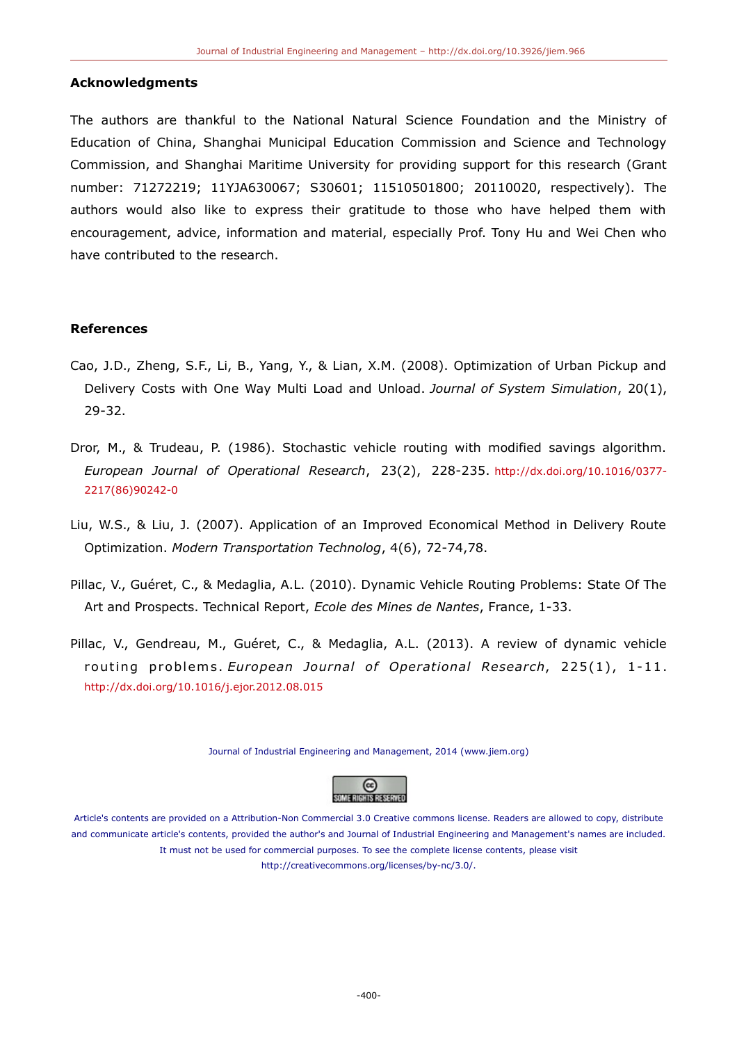## Acknowledgments

The authors are thankful to the National Natural Science Foundation and the Ministry of Education of China, Shanghai Municipal Education Commission and Science and Technology Commission, and Shanghai Maritime University for providing support for this research (Grant number: 71272219; 11YJA630067; S30601; 11510501800; 20110020, respectively). The authors would also like to express their gratitude to those who have helped them with encouragement, advice, information and material, especially Prof. Tony Hu and Wei Chen who have contributed to the research.

## References

Cao, J.D., Zheng, S.F., Li, B., Yang, Y., & Lian, X.M. (2008). Optimization of Urban Pickup and Delivery Costs with One Way Multi Load and Unload. *Journal of System Simulation*, 20(1), 29-32.

Dror, M., & Trudeau, P. (1986). Stochastic vehicle routing with modified savings algorithm. *European Journal of Operational Research*, 23(2), 228-235. http://dx.doi.org/10.1016/0377-2217(86)90242-0

Liu, W.S., & Liu, J. (2007). Application of an Improved Economical Method in Delivery Route Optimization. *Modern Transportation Technolog*, 4(6), 72-74,78.

Pillac, V., Guéret, C., & Medaglia, A.L. (2010). Dynamic Vehicle Routing Problems: State Of The Art and Prospects. Technical Report, *Ecole des Mines de Nantes*, France, 1-33.

Pillac, V., Gendreau, M., Guéret, C., & Medaglia, A.L. (2013). A review of dynamic vehicle routing problems. *European Journal of Operational Research*, 225(1), 1-11. http://dx.doi.org/10.1016/j.ejor.2012.08.015

Journal of Industrial Engineering and Management, 2014 (www.jiem.org)

Article's contents are provided on a Attribution-Non Commercial 3.0 Creative commons license. Readers are allowed to copy, distribute and communicate article's contents, provided the author's and Journal of Industrial Engineering and Management's names are included. It must not be used for commercial purposes. To see the complete license contents, please visit http://creativecommons.org/licenses/by-nc/3.0/.